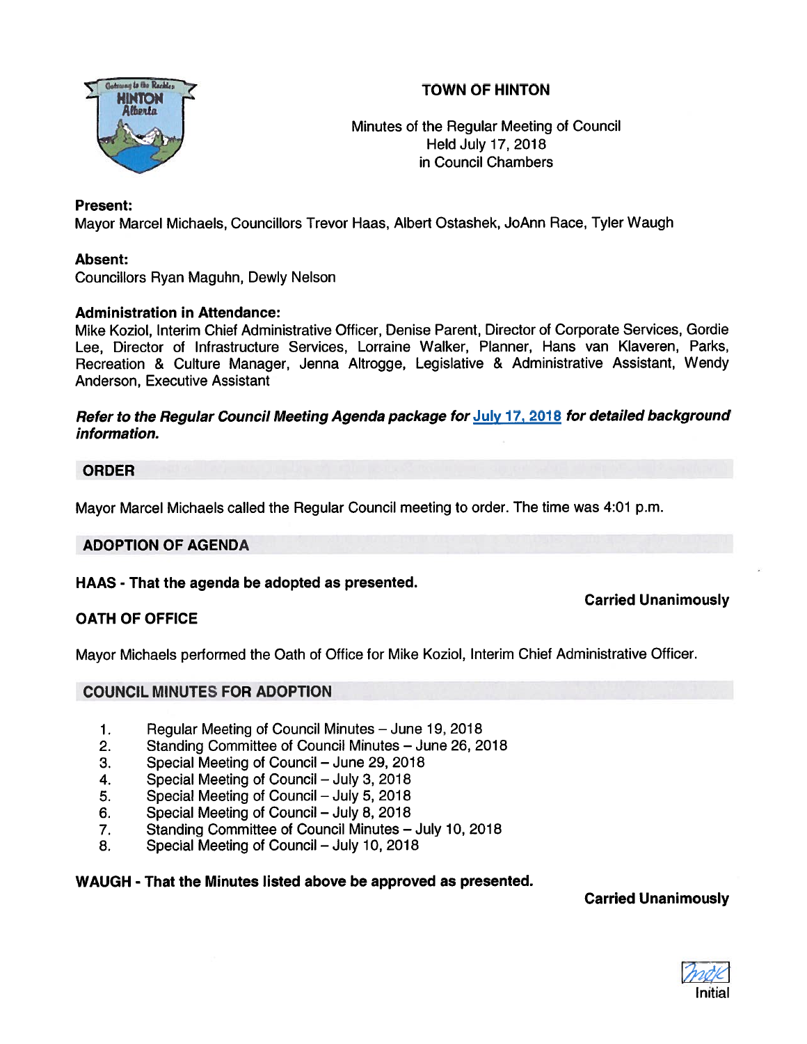# TOWN OF HINTON

Minutes of the Regular Meeting of Council
Held July 17, 2018
in Council Chambers

**Present:**
Mayor Marcel Michaels, Councillors Trevor Haas, Albert Ostashek, JoAnn Race, Tyler Waugh

**Absent:**
Councillors Ryan Maguhn, Dewly Nelson

**Administration in Attendance:**
Mike Koziol, Interim Chief Administrative Officer, Denise Parent, Director of Corporate Services, Gordie Lee, Director of Infrastructure Services, Lorraine Walker, Planner, Hans van Klaveren, Parks, Recreation & Culture Manager, Jenna Altrogge, Legislative & Administrative Assistant, Wendy Anderson, Executive Assistant

***Refer to the Regular Council Meeting Agenda package for July 17, 2018 for detailed background information.***

## ORDER

Mayor Marcel Michaels called the Regular Council meeting to order. The time was 4:01 p.m.

## ADOPTION OF AGENDA

**HAAS - That the agenda be adopted as presented.**

**Carried Unanimously**

## OATH OF OFFICE

Mayor Michaels performed the Oath of Office for Mike Koziol, Interim Chief Administrative Officer.

## COUNCIL MINUTES FOR ADOPTION

1. Regular Meeting of Council Minutes – June 19, 2018
2. Standing Committee of Council Minutes – June 26, 2018
3. Special Meeting of Council – June 29, 2018
4. Special Meeting of Council – July 3, 2018
5. Special Meeting of Council – July 5, 2018
6. Special Meeting of Council – July 8, 2018
7. Standing Committee of Council Minutes – July 10, 2018
8. Special Meeting of Council – July 10, 2018

**WAUGH - That the Minutes listed above be approved as presented.**

**Carried Unanimously**

Initial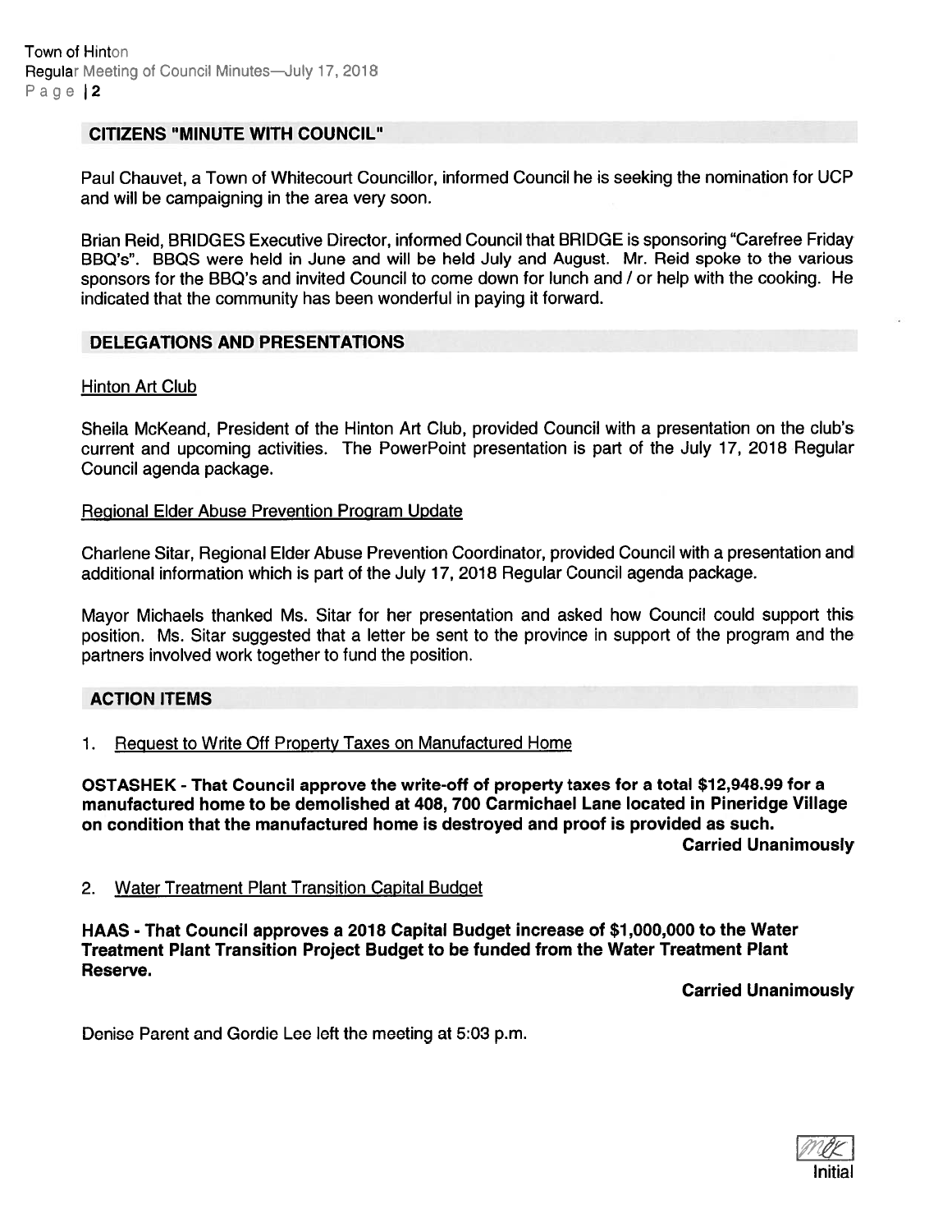## CITIZENS "MINUTE WITH COUNCIL"

Paul Chauvet, a Town of Whitecourt Councillor, informed Council he is seeking the nomination for UCP and will be campaigning in the area very soon.

Brian Reid, BRIDGES Executive Director, informed Council that BRIDGE is sponsoring "Carefree Friday BBQ's". BBQS were held in June and will be held July and August. Mr. Reid spoke to the various sponsors for the BBQ's and invited Council to come down for lunch and / or help with the cooking. He indicated that the community has been wonderful in paying it forward.

## DELEGATIONS AND PRESENTATIONS

Hinton Art Club

Sheila McKeand, President of the Hinton Art Club, provided Council with a presentation on the club's current and upcoming activities. The PowerPoint presentation is part of the July 17, 2018 Regular Council agenda package.

Regional Elder Abuse Prevention Program Update

Charlene Sitar, Regional Elder Abuse Prevention Coordinator, provided Council with a presentation and additional information which is part of the July 17, 2018 Regular Council agenda package.

Mayor Michaels thanked Ms. Sitar for her presentation and asked how Council could support this position. Ms. Sitar suggested that a letter be sent to the province in support of the program and the partners involved work together to fund the position.

## ACTION ITEMS

1. Request to Write Off Property Taxes on Manufactured Home

**OSTASHEK - That Council approve the write-off of property taxes for a total $12,948.99 for a manufactured home to be demolished at 408, 700 Carmichael Lane located in Pineridge Village on condition that the manufactured home is destroyed and proof is provided as such.**

**Carried Unanimously**

2. Water Treatment Plant Transition Capital Budget

**HAAS - That Council approves a 2018 Capital Budget increase of $1,000,000 to the Water Treatment Plant Transition Project Budget to be funded from the Water Treatment Plant Reserve.**

**Carried Unanimously**

Denise Parent and Gordie Lee left the meeting at 5:03 p.m.

Initial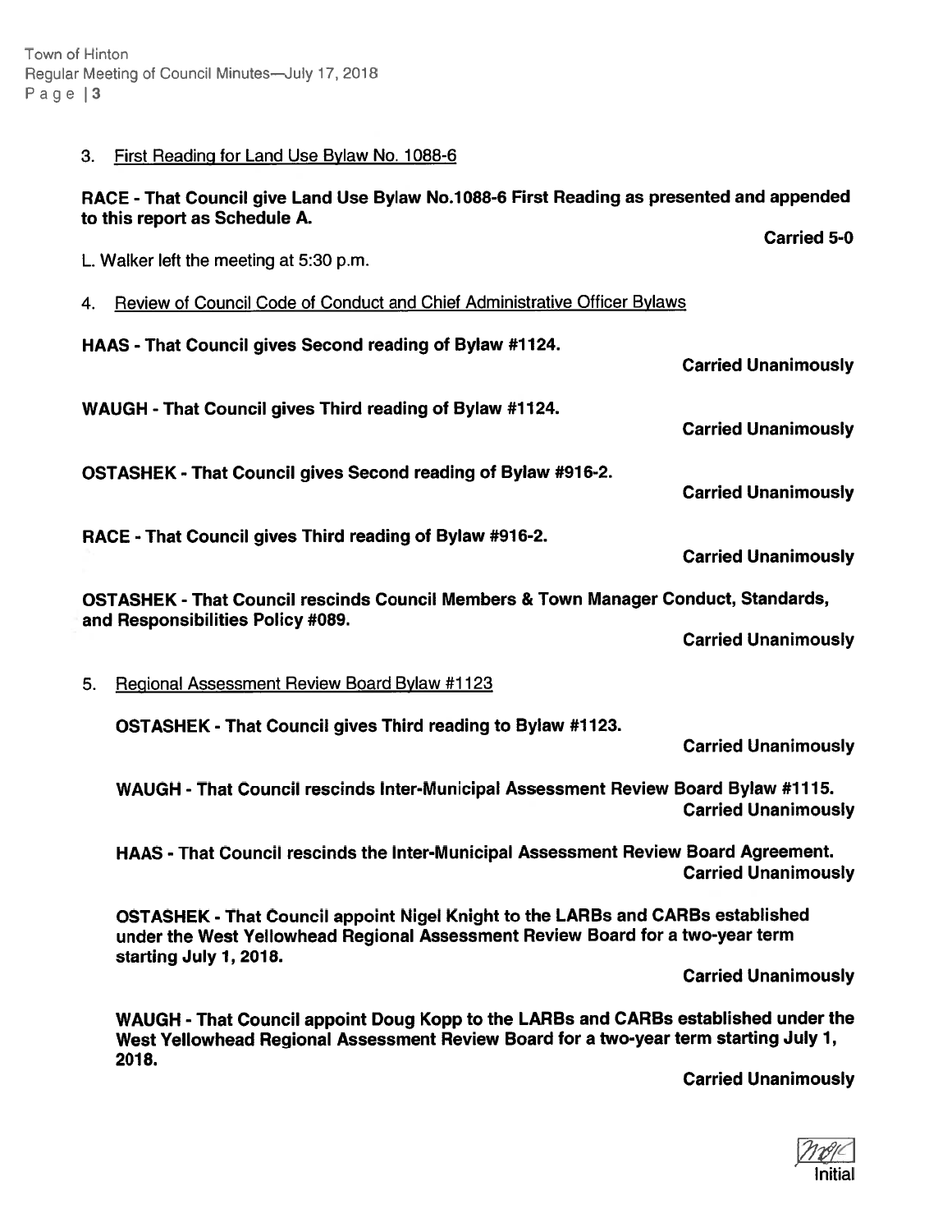3. First Reading for Land Use Bylaw No. 1088-6

**RACE - That Council give Land Use Bylaw No.1088-6 First Reading as presented and appended to this report as Schedule A.**

**Carried 5-0**

L. Walker left the meeting at 5:30 p.m.

4. Review of Council Code of Conduct and Chief Administrative Officer Bylaws

**HAAS - That Council gives Second reading of Bylaw #1124.**

**Carried Unanimously**

**WAUGH - That Council gives Third reading of Bylaw #1124.**

**Carried Unanimously**

**OSTASHEK - That Council gives Second reading of Bylaw #916-2.**

**Carried Unanimously**

**RACE - That Council gives Third reading of Bylaw #916-2.**

**Carried Unanimously**

**OSTASHEK - That Council rescinds Council Members & Town Manager Conduct, Standards, and Responsibilities Policy #089.**

**Carried Unanimously**

5. Regional Assessment Review Board Bylaw #1123

**OSTASHEK - That Council gives Third reading to Bylaw #1123.**

**Carried Unanimously**

**WAUGH - That Council rescinds Inter-Municipal Assessment Review Board Bylaw #1115.**

**Carried Unanimously**

**HAAS - That Council rescinds the Inter-Municipal Assessment Review Board Agreement.**

**Carried Unanimously**

**OSTASHEK - That Council appoint Nigel Knight to the LARBs and CARBs established under the West Yellowhead Regional Assessment Review Board for a two-year term starting July 1, 2018.**

**Carried Unanimously**

**WAUGH - That Council appoint Doug Kopp to the LARBs and CARBs established under the West Yellowhead Regional Assessment Review Board for a two-year term starting July 1, 2018.**

**Carried Unanimously**

Initial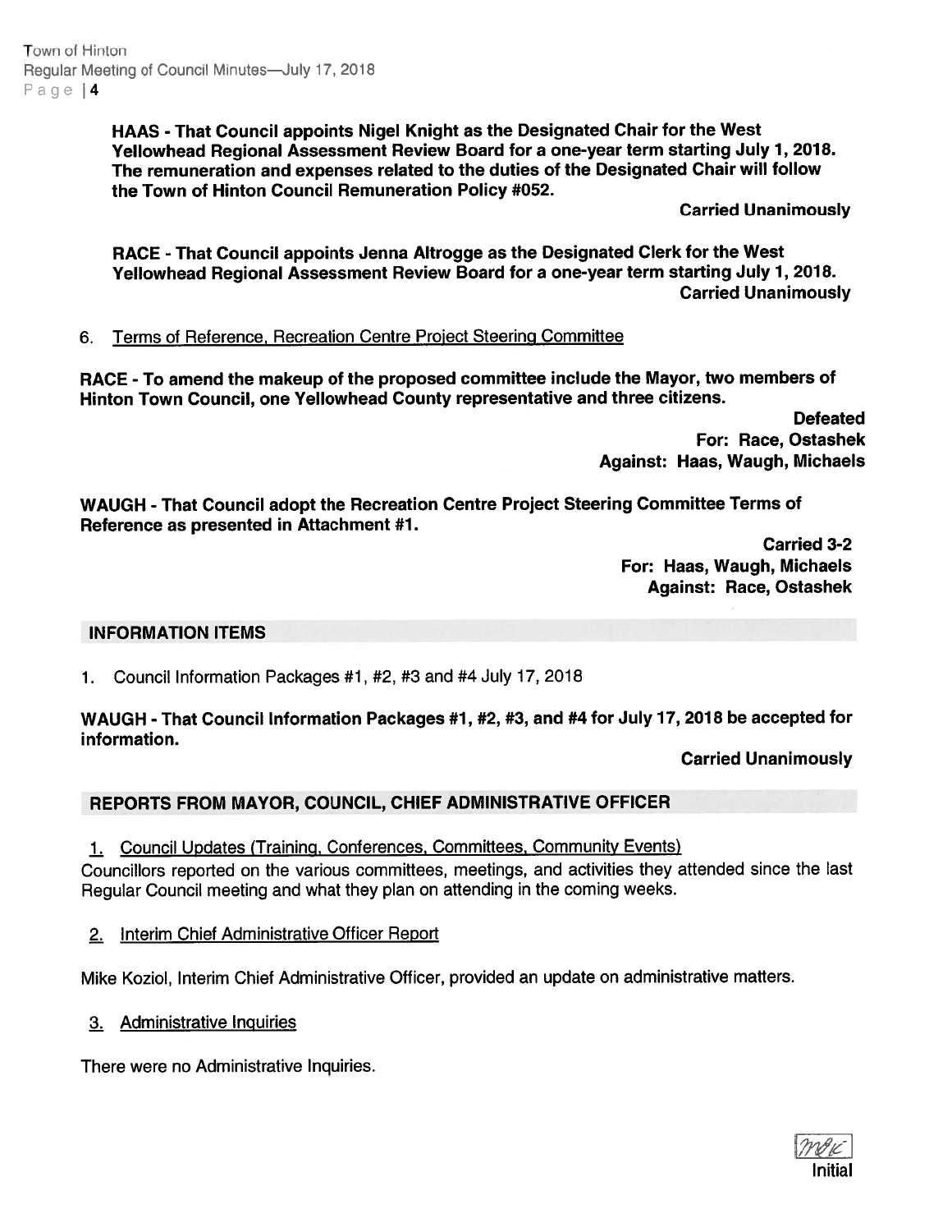**HAAS - That Council appoints Nigel Knight as the Designated Chair for the West Yellowhead Regional Assessment Review Board for a one-year term starting July 1, 2018. The remuneration and expenses related to the duties of the Designated Chair will follow the Town of Hinton Council Remuneration Policy #052.**

**Carried Unanimously**

**RACE - That Council appoints Jenna Altrogge as the Designated Clerk for the West Yellowhead Regional Assessment Review Board for a one-year term starting July 1, 2018.**

**Carried Unanimously**

6. Terms of Reference, Recreation Centre Project Steering Committee

**RACE - To amend the makeup of the proposed committee include the Mayor, two members of Hinton Town Council, one Yellowhead County representative and three citizens.**

**Defeated**
**For: Race, Ostashek**
**Against: Haas, Waugh, Michaels**

**WAUGH - That Council adopt the Recreation Centre Project Steering Committee Terms of Reference as presented in Attachment #1.**

**Carried 3-2**
**For: Haas, Waugh, Michaels**
**Against: Race, Ostashek**

## INFORMATION ITEMS

1. Council Information Packages #1, #2, #3 and #4 July 17, 2018

**WAUGH - That Council Information Packages #1, #2, #3, and #4 for July 17, 2018 be accepted for information.**

**Carried Unanimously**

## REPORTS FROM MAYOR, COUNCIL, CHIEF ADMINISTRATIVE OFFICER

1. Council Updates (Training, Conferences, Committees, Community Events)

Councillors reported on the various committees, meetings, and activities they attended since the last Regular Council meeting and what they plan on attending in the coming weeks.

2. Interim Chief Administrative Officer Report

Mike Koziol, Interim Chief Administrative Officer, provided an update on administrative matters.

3. Administrative Inquiries

There were no Administrative Inquiries.

Initial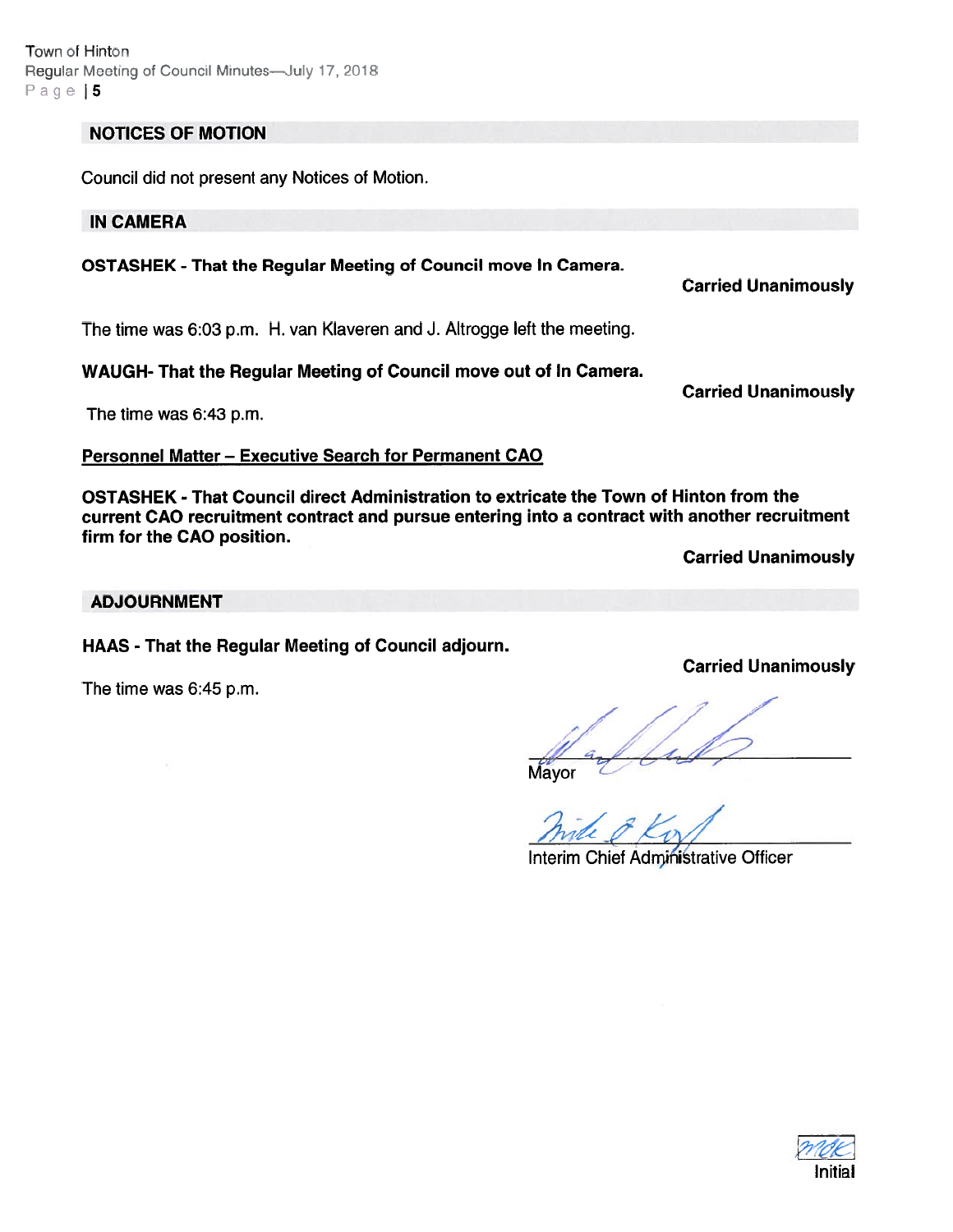## NOTICES OF MOTION

Council did not present any Notices of Motion.

## IN CAMERA

**OSTASHEK - That the Regular Meeting of Council move In Camera.**

**Carried Unanimously**

The time was 6:03 p.m. H. van Klaveren and J. Altrogge left the meeting.

**WAUGH- That the Regular Meeting of Council move out of In Camera.**

**Carried Unanimously**

The time was 6:43 p.m.

**Personnel Matter – Executive Search for Permanent CAO**

**OSTASHEK - That Council direct Administration to extricate the Town of Hinton from the current CAO recruitment contract and pursue entering into a contract with another recruitment firm for the CAO position.**

**Carried Unanimously**

## ADJOURNMENT

**HAAS - That the Regular Meeting of Council adjourn.**

**Carried Unanimously**

The time was 6:45 p.m.

Mayor

Interim Chief Administrative Officer

Initial